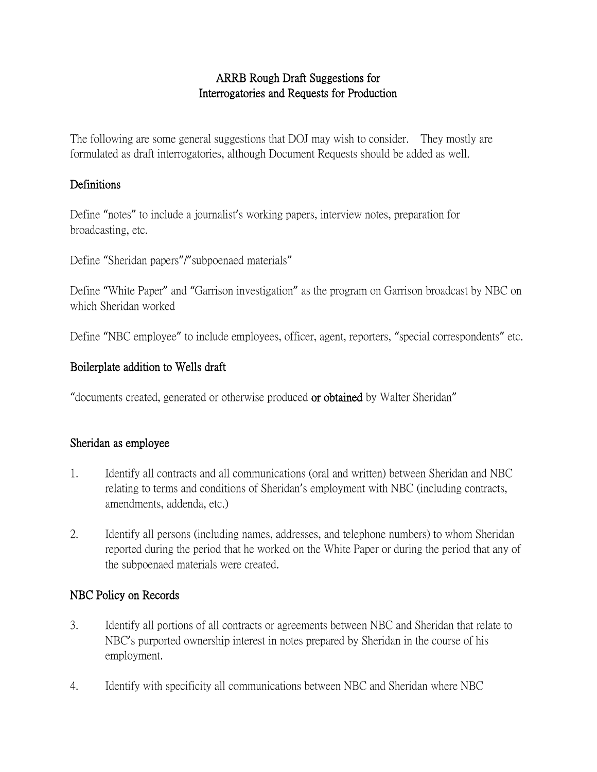# ARRB Rough Draft Suggestions for Interrogatories and Requests for Production

The following are some general suggestions that DOJ may wish to consider. They mostly are formulated as draft interrogatories, although Document Requests should be added as well.

## Definitions

Define "notes" to include a journalist's working papers, interview notes, preparation for broadcasting, etc.

Define "Sheridan papers"/"subpoenaed materials"

Define "White Paper" and "Garrison investigation" as the program on Garrison broadcast by NBC on which Sheridan worked

Define "NBC employee" to include employees, officer, agent, reporters, "special correspondents" etc.

## Boilerplate addition to Wells draft

"documents created, generated or otherwise produced **or obtained** by Walter Sheridan"

## Sheridan as employee

1. Identify all contracts and all communications (oral and written) between Sheridan and NBC relating to terms and conditions of Sheridan's employment with NBC (including contracts, amendments, addenda, etc.)

2. Identify all persons (including names, addresses, and telephone numbers) to whom Sheridan reported during the period that he worked on the White Paper or during the period that any of the subpoenaed materials were created.

## NBC Policy on Records

3. Identify all portions of all contracts or agreements between NBC and Sheridan that relate to NBC's purported ownership interest in notes prepared by Sheridan in the course of his employment.

4. Identify with specificity all communications between NBC and Sheridan where NBC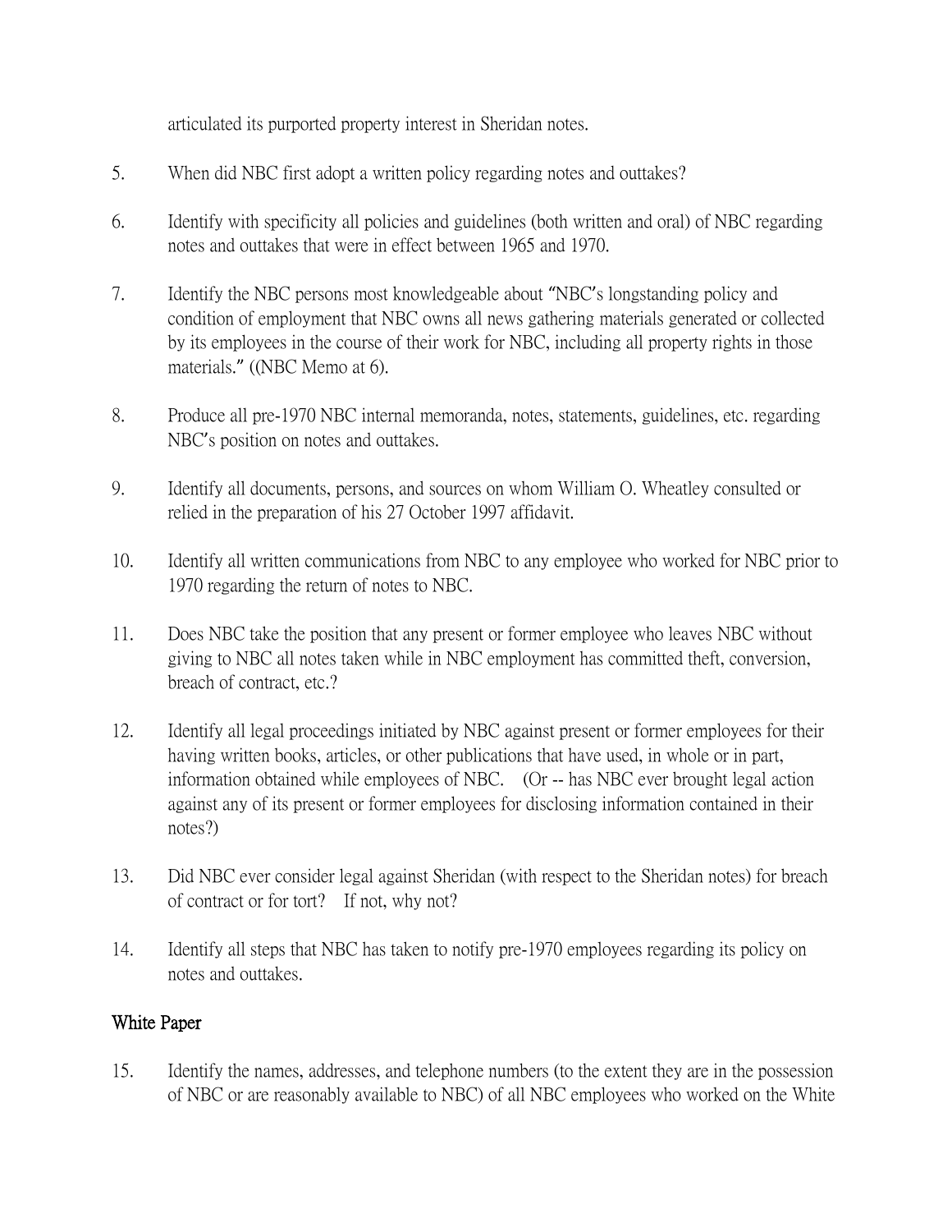articulated its purported property interest in Sheridan notes.

5. When did NBC first adopt a written policy regarding notes and outtakes?

6. Identify with specificity all policies and guidelines (both written and oral) of NBC regarding notes and outtakes that were in effect between 1965 and 1970.

7. Identify the NBC persons most knowledgeable about "NBC's longstanding policy and condition of employment that NBC owns all news gathering materials generated or collected by its employees in the course of their work for NBC, including all property rights in those materials." ((NBC Memo at 6).

8. Produce all pre-1970 NBC internal memoranda, notes, statements, guidelines, etc. regarding NBC's position on notes and outtakes.

9. Identify all documents, persons, and sources on whom William O. Wheatley consulted or relied in the preparation of his 27 October 1997 affidavit.

10. Identify all written communications from NBC to any employee who worked for NBC prior to 1970 regarding the return of notes to NBC.

11. Does NBC take the position that any present or former employee who leaves NBC without giving to NBC all notes taken while in NBC employment has committed theft, conversion, breach of contract, etc.?

12. Identify all legal proceedings initiated by NBC against present or former employees for their having written books, articles, or other publications that have used, in whole or in part, information obtained while employees of NBC. (Or -- has NBC ever brought legal action against any of its present or former employees for disclosing information contained in their notes?)

13. Did NBC ever consider legal against Sheridan (with respect to the Sheridan notes) for breach of contract or for tort? If not, why not?

14. Identify all steps that NBC has taken to notify pre-1970 employees regarding its policy on notes and outtakes.

## White Paper

15. Identify the names, addresses, and telephone numbers (to the extent they are in the possession of NBC or are reasonably available to NBC) of all NBC employees who worked on the White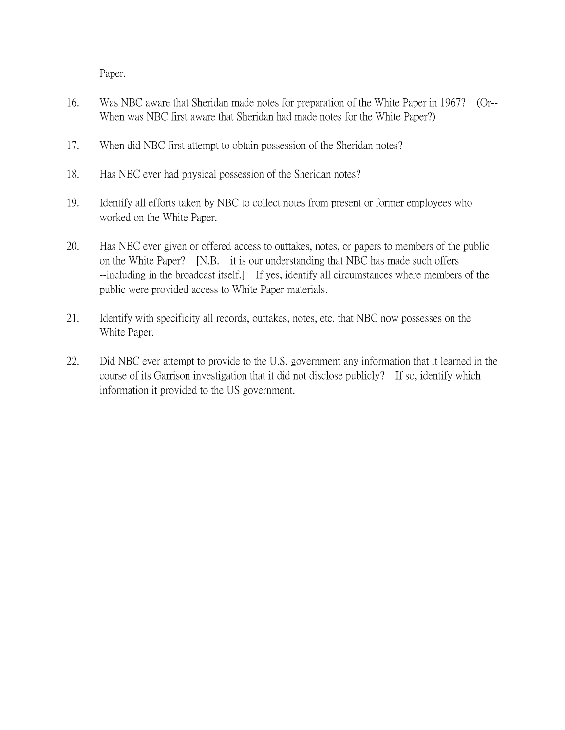Paper.

16. Was NBC aware that Sheridan made notes for preparation of the White Paper in 1967? (Or-- When was NBC first aware that Sheridan had made notes for the White Paper?)

17. When did NBC first attempt to obtain possession of the Sheridan notes?

18. Has NBC ever had physical possession of the Sheridan notes?

19. Identify all efforts taken by NBC to collect notes from present or former employees who worked on the White Paper.

20. Has NBC ever given or offered access to outtakes, notes, or papers to members of the public on the White Paper? [N.B. it is our understanding that NBC has made such offers --including in the broadcast itself.] If yes, identify all circumstances where members of the public were provided access to White Paper materials.

21. Identify with specificity all records, outtakes, notes, etc. that NBC now possesses on the White Paper.

22. Did NBC ever attempt to provide to the U.S. government any information that it learned in the course of its Garrison investigation that it did not disclose publicly? If so, identify which information it provided to the US government.